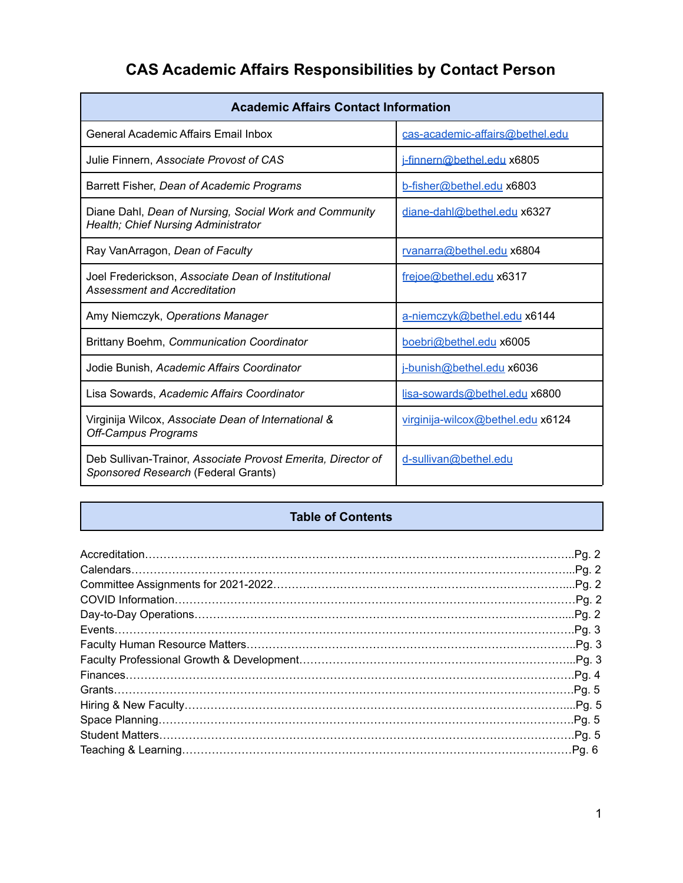# CAS Academic Affairs Responsibilities by Contact Person

| Academic Affairs Contact Information | |
|---|---|
| General Academic Affairs Email Inbox | cas-academic-affairs@bethel.edu |
| Julie Finnern, *Associate Provost of CAS* | j-finnern@bethel.edu x6805 |
| Barrett Fisher, *Dean of Academic Programs* | b-fisher@bethel.edu x6803 |
| Diane Dahl, *Dean of Nursing, Social Work and Community Health; Chief Nursing Administrator* | diane-dahl@bethel.edu x6327 |
| Ray VanArragon, *Dean of Faculty* | rvanarra@bethel.edu x6804 |
| Joel Frederickson, *Associate Dean of Institutional Assessment and Accreditation* | frejoe@bethel.edu x6317 |
| Amy Niemczyk, *Operations Manager* | a-niemczyk@bethel.edu x6144 |
| Brittany Boehm, *Communication Coordinator* | boebri@bethel.edu x6005 |
| Jodie Bunish, *Academic Affairs Coordinator* | j-bunish@bethel.edu x6036 |
| Lisa Sowards, *Academic Affairs Coordinator* | lisa-sowards@bethel.edu x6800 |
| Virginija Wilcox, *Associate Dean of International & Off-Campus Programs* | virginija-wilcox@bethel.edu x6124 |
| Deb Sullivan-Trainor, *Associate Provost Emerita, Director of Sponsored Research* (Federal Grants) | d-sullivan@bethel.edu |

## Table of Contents

- Accreditation……Pg. 2
- Calendars……Pg. 2
- Committee Assignments for 2021-2022……Pg. 2
- COVID Information……Pg. 2
- Day-to-Day Operations……Pg. 2
- Events……Pg. 3
- Faculty Human Resource Matters……Pg. 3
- Faculty Professional Growth & Development……Pg. 3
- Finances……Pg. 4
- Grants……Pg. 5
- Hiring & New Faculty……Pg. 5
- Space Planning……Pg. 5
- Student Matters……Pg. 5
- Teaching & Learning……Pg. 6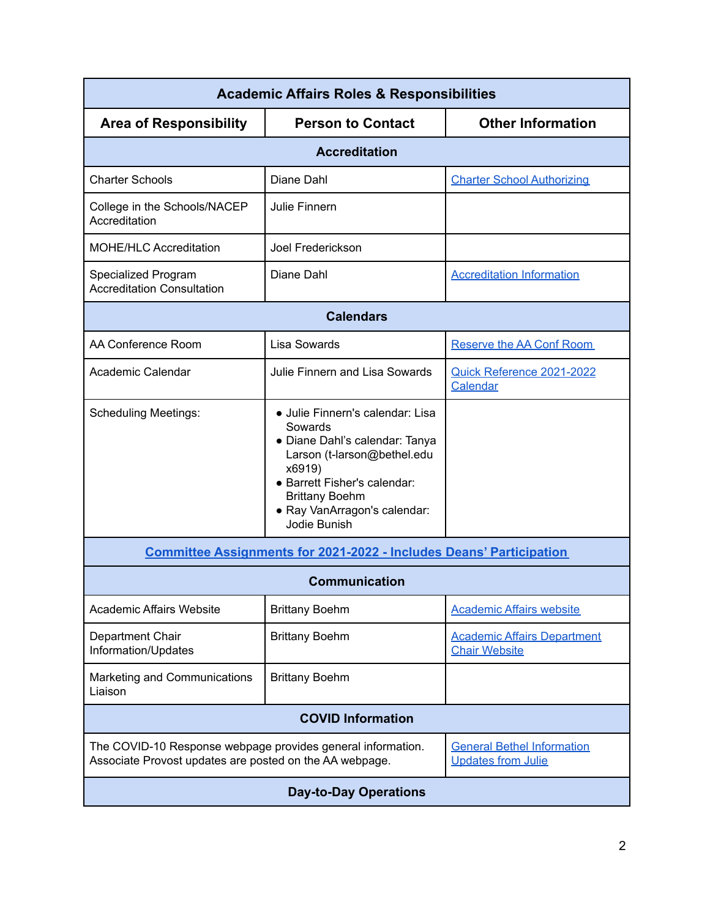| Academic Affairs Roles & Responsibilities | | |
|---|---|---|
| **Area of Responsibility** | **Person to Contact** | **Other Information** |
| **Accreditation** | | |
| Charter Schools | Diane Dahl | Charter School Authorizing |
| College in the Schools/NACEP Accreditation | Julie Finnern | |
| MOHE/HLC Accreditation | Joel Frederickson | |
| Specialized Program Accreditation Consultation | Diane Dahl | Accreditation Information |
| **Calendars** | | |
| AA Conference Room | Lisa Sowards | Reserve the AA Conf Room |
| Academic Calendar | Julie Finnern and Lisa Sowards | Quick Reference 2021-2022 Calendar |
| Scheduling Meetings: | • Julie Finnern's calendar: Lisa Sowards<br>• Diane Dahl's calendar: Tanya Larson (t-larson@bethel.edu x6919)<br>• Barrett Fisher's calendar: Brittany Boehm<br>• Ray VanArragon's calendar: Jodie Bunish | |
| **Committee Assignments for 2021-2022 - Includes Deans' Participation** | | |
| **Communication** | | |
| Academic Affairs Website | Brittany Boehm | Academic Affairs website |
| Department Chair Information/Updates | Brittany Boehm | Academic Affairs Department Chair Website |
| Marketing and Communications Liaison | Brittany Boehm | |
| **COVID Information** | | |
| The COVID-10 Response webpage provides general information. Associate Provost updates are posted on the AA webpage. | | General Bethel Information<br>Updates from Julie |
| **Day-to-Day Operations** | | |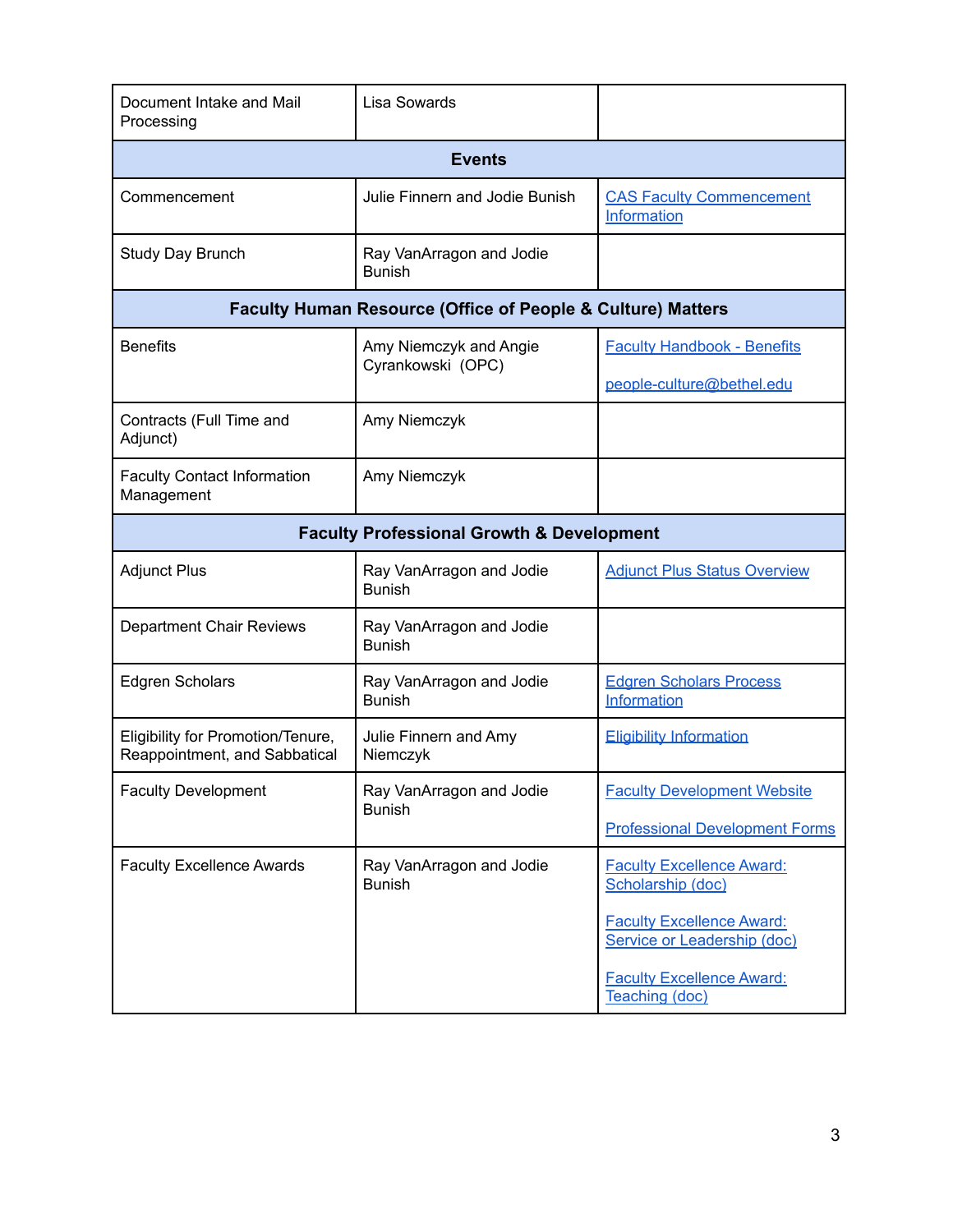| | | |
|---|---|---|
| Document Intake and Mail Processing | Lisa Sowards | |
| **Events** | | |
| Commencement | Julie Finnern and Jodie Bunish | CAS Faculty Commencement Information |
| Study Day Brunch | Ray VanArragon and Jodie Bunish | |
| **Faculty Human Resource (Office of People & Culture) Matters** | | |
| Benefits | Amy Niemczyk and Angie Cyrankowski (OPC) | Faculty Handbook - Benefits<br><br>people-culture@bethel.edu |
| Contracts (Full Time and Adjunct) | Amy Niemczyk | |
| Faculty Contact Information Management | Amy Niemczyk | |
| **Faculty Professional Growth & Development** | | |
| Adjunct Plus | Ray VanArragon and Jodie Bunish | Adjunct Plus Status Overview |
| Department Chair Reviews | Ray VanArragon and Jodie Bunish | |
| Edgren Scholars | Ray VanArragon and Jodie Bunish | Edgren Scholars Process Information |
| Eligibility for Promotion/Tenure, Reappointment, and Sabbatical | Julie Finnern and Amy Niemczyk | Eligibility Information |
| Faculty Development | Ray VanArragon and Jodie Bunish | Faculty Development Website<br><br>Professional Development Forms |
| Faculty Excellence Awards | Ray VanArragon and Jodie Bunish | Faculty Excellence Award: Scholarship (doc)<br><br>Faculty Excellence Award: Service or Leadership (doc)<br><br>Faculty Excellence Award: Teaching (doc) |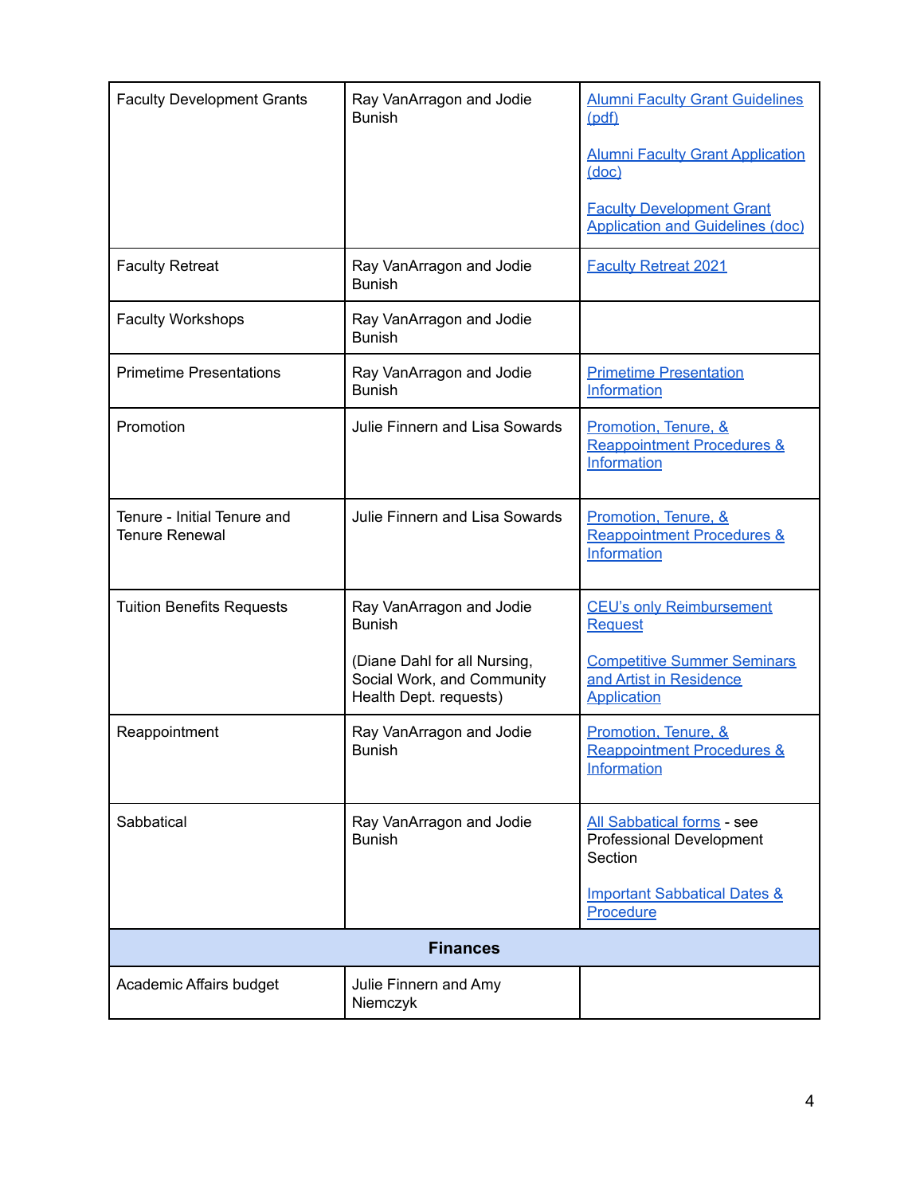| | | |
|---|---|---|
| Faculty Development Grants | Ray VanArragon and Jodie Bunish | Alumni Faculty Grant Guidelines (pdf)<br><br>Alumni Faculty Grant Application (doc)<br><br>Faculty Development Grant Application and Guidelines (doc) |
| Faculty Retreat | Ray VanArragon and Jodie Bunish | Faculty Retreat 2021 |
| Faculty Workshops | Ray VanArragon and Jodie Bunish | |
| Primetime Presentations | Ray VanArragon and Jodie Bunish | Primetime Presentation Information |
| Promotion | Julie Finnern and Lisa Sowards | Promotion, Tenure, & Reappointment Procedures & Information |
| Tenure - Initial Tenure and Tenure Renewal | Julie Finnern and Lisa Sowards | Promotion, Tenure, & Reappointment Procedures & Information |
| Tuition Benefits Requests | Ray VanArragon and Jodie Bunish<br><br>(Diane Dahl for all Nursing, Social Work, and Community Health Dept. requests) | CEU's only Reimbursement Request<br><br>Competitive Summer Seminars and Artist in Residence Application |
| Reappointment | Ray VanArragon and Jodie Bunish | Promotion, Tenure, & Reappointment Procedures & Information |
| Sabbatical | Ray VanArragon and Jodie Bunish | All Sabbatical forms - see Professional Development Section<br><br>Important Sabbatical Dates & Procedure |
| **Finances** | | |
| Academic Affairs budget | Julie Finnern and Amy Niemczyk | |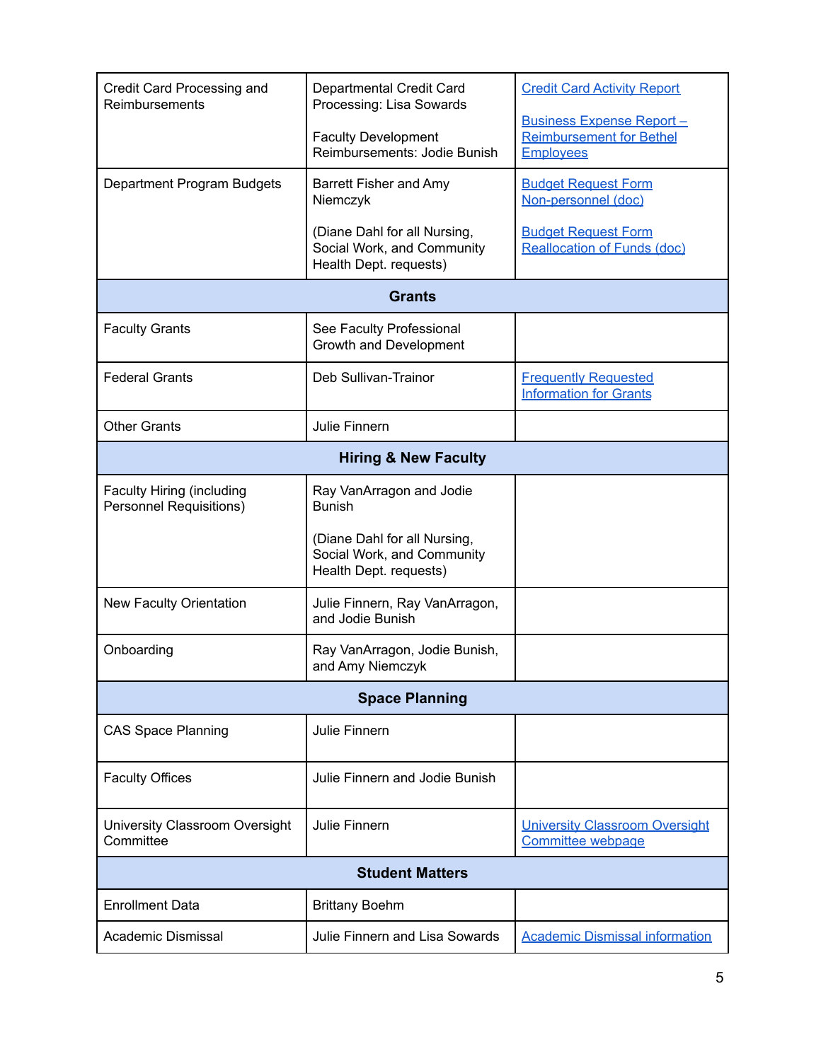| | | |
|---|---|---|
| Credit Card Processing and Reimbursements | Departmental Credit Card Processing: Lisa Sowards<br><br>Faculty Development Reimbursements: Jodie Bunish | Credit Card Activity Report<br><br>Business Expense Report – Reimbursement for Bethel Employees |
| Department Program Budgets | Barrett Fisher and Amy Niemczyk<br><br>(Diane Dahl for all Nursing, Social Work, and Community Health Dept. requests) | Budget Request Form Non-personnel (doc)<br><br>Budget Request Form Reallocation of Funds (doc) |
| **Grants** | | |
| Faculty Grants | See Faculty Professional Growth and Development | |
| Federal Grants | Deb Sullivan-Trainor | Frequently Requested Information for Grants |
| Other Grants | Julie Finnern | |
| **Hiring & New Faculty** | | |
| Faculty Hiring (including Personnel Requisitions) | Ray VanArragon and Jodie Bunish<br><br>(Diane Dahl for all Nursing, Social Work, and Community Health Dept. requests) | |
| New Faculty Orientation | Julie Finnern, Ray VanArragon, and Jodie Bunish | |
| Onboarding | Ray VanArragon, Jodie Bunish, and Amy Niemczyk | |
| **Space Planning** | | |
| CAS Space Planning | Julie Finnern | |
| Faculty Offices | Julie Finnern and Jodie Bunish | |
| University Classroom Oversight Committee | Julie Finnern | University Classroom Oversight Committee webpage |
| **Student Matters** | | |
| Enrollment Data | Brittany Boehm | |
| Academic Dismissal | Julie Finnern and Lisa Sowards | Academic Dismissal information |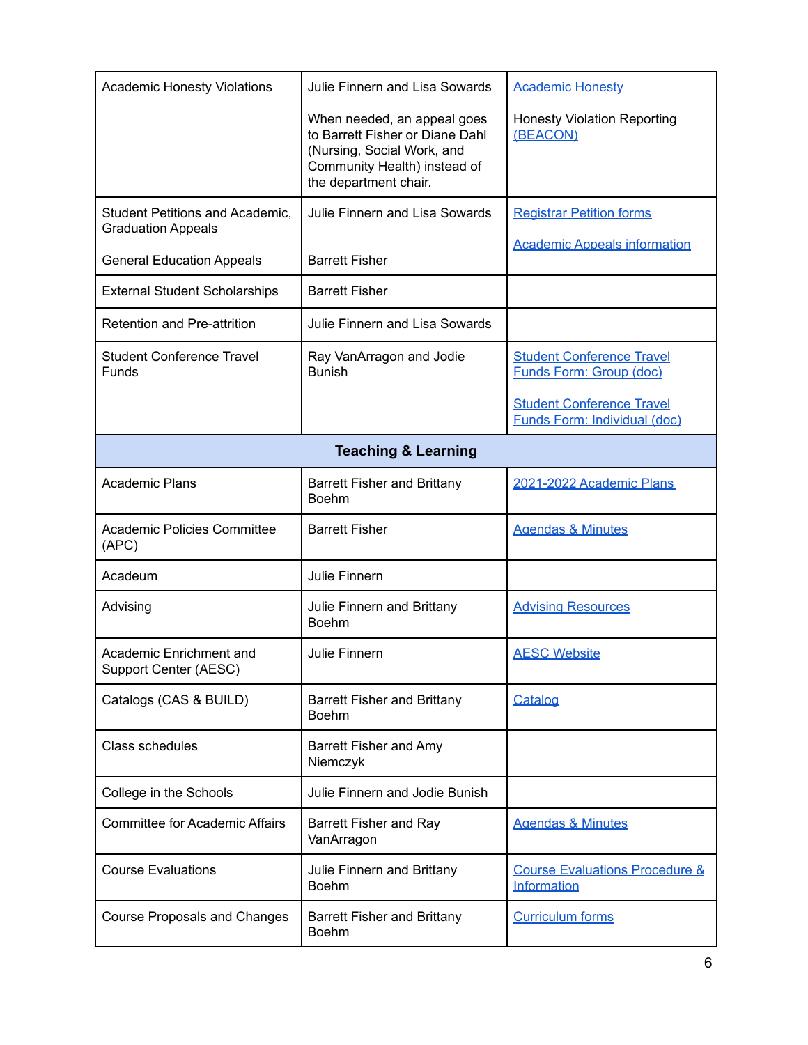| | | |
|---|---|---|
| Academic Honesty Violations | Julie Finnern and Lisa Sowards<br><br>When needed, an appeal goes to Barrett Fisher or Diane Dahl (Nursing, Social Work, and Community Health) instead of the department chair. | Academic Honesty<br><br>Honesty Violation Reporting (BEACON) |
| Student Petitions and Academic, Graduation Appeals<br><br>General Education Appeals | Julie Finnern and Lisa Sowards<br><br><br>Barrett Fisher | Registrar Petition forms<br><br>Academic Appeals information |
| External Student Scholarships | Barrett Fisher | |
| Retention and Pre-attrition | Julie Finnern and Lisa Sowards | |
| Student Conference Travel Funds | Ray VanArragon and Jodie Bunish | Student Conference Travel Funds Form: Group (doc)<br><br>Student Conference Travel Funds Form: Individual (doc) |
| **Teaching & Learning** | | |
| Academic Plans | Barrett Fisher and Brittany Boehm | 2021-2022 Academic Plans |
| Academic Policies Committee (APC) | Barrett Fisher | Agendas & Minutes |
| Acadeum | Julie Finnern | |
| Advising | Julie Finnern and Brittany Boehm | Advising Resources |
| Academic Enrichment and Support Center (AESC) | Julie Finnern | AESC Website |
| Catalogs (CAS & BUILD) | Barrett Fisher and Brittany Boehm | Catalog |
| Class schedules | Barrett Fisher and Amy Niemczyk | |
| College in the Schools | Julie Finnern and Jodie Bunish | |
| Committee for Academic Affairs | Barrett Fisher and Ray VanArragon | Agendas & Minutes |
| Course Evaluations | Julie Finnern and Brittany Boehm | Course Evaluations Procedure & Information |
| Course Proposals and Changes | Barrett Fisher and Brittany Boehm | Curriculum forms |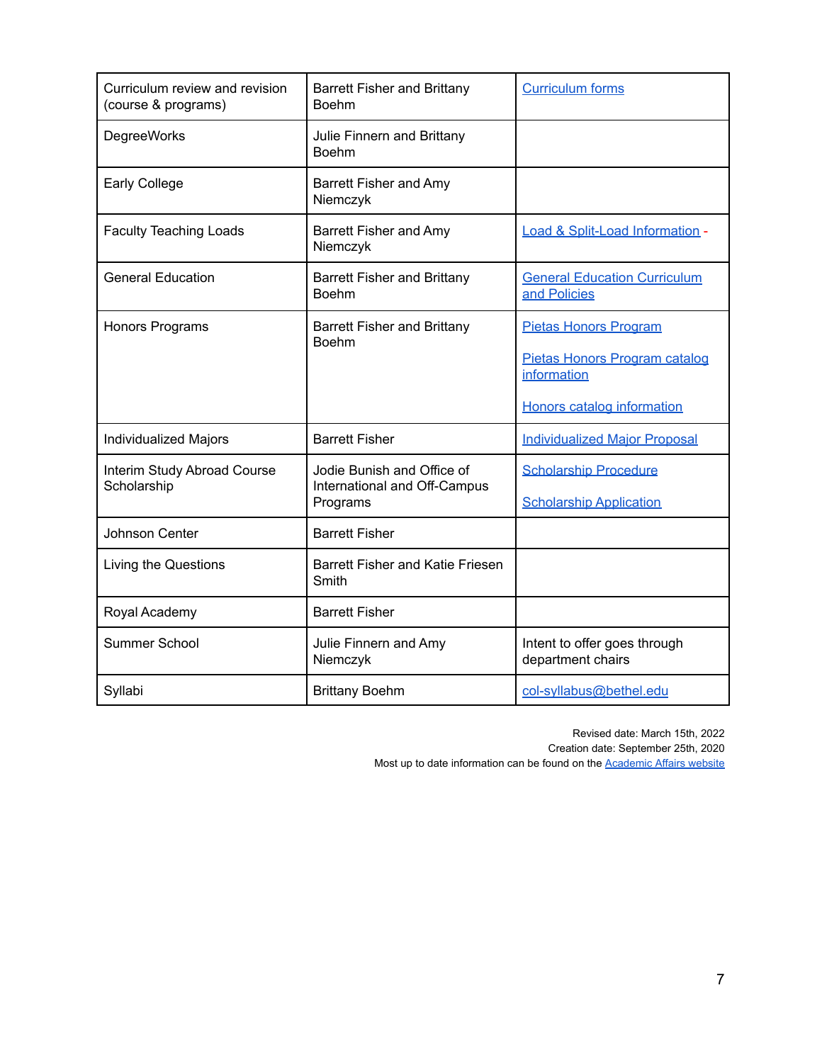| | | |
|---|---|---|
| Curriculum review and revision (course & programs) | Barrett Fisher and Brittany Boehm | Curriculum forms |
| DegreeWorks | Julie Finnern and Brittany Boehm | |
| Early College | Barrett Fisher and Amy Niemczyk | |
| Faculty Teaching Loads | Barrett Fisher and Amy Niemczyk | Load & Split-Load Information - |
| General Education | Barrett Fisher and Brittany Boehm | General Education Curriculum and Policies |
| Honors Programs | Barrett Fisher and Brittany Boehm | Pietas Honors Program<br><br>Pietas Honors Program catalog information<br><br>Honors catalog information |
| Individualized Majors | Barrett Fisher | Individualized Major Proposal |
| Interim Study Abroad Course Scholarship | Jodie Bunish and Office of International and Off-Campus Programs | Scholarship Procedure<br><br>Scholarship Application |
| Johnson Center | Barrett Fisher | |
| Living the Questions | Barrett Fisher and Katie Friesen Smith | |
| Royal Academy | Barrett Fisher | |
| Summer School | Julie Finnern and Amy Niemczyk | Intent to offer goes through department chairs |
| Syllabi | Brittany Boehm | col-syllabus@bethel.edu |

Revised date: March 15th, 2022
Creation date: September 25th, 2020
Most up to date information can be found on the Academic Affairs website